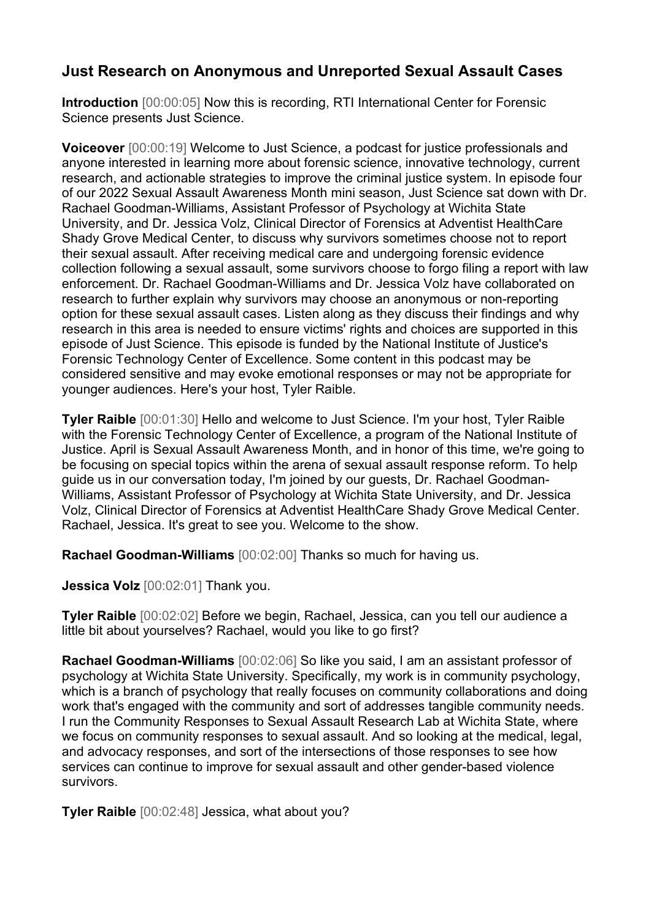## Just Research on Anonymous and Unreported Sexual Assault Cases

**Introduction** [00:00:05] Now this is recording, RTI International Center for Forensic Science presents Just Science.

**Voiceover** [00:00:19] Welcome to Just Science, a podcast for justice professionals and anyone interested in learning more about forensic science, innovative technology, current research, and actionable strategies to improve the criminal justice system. In episode four of our 2022 Sexual Assault Awareness Month mini season, Just Science sat down with Dr. Rachael Goodman-Williams, Assistant Professor of Psychology at Wichita State University, and Dr. Jessica Volz, Clinical Director of Forensics at Adventist HealthCare Shady Grove Medical Center, to discuss why survivors sometimes choose not to report their sexual assault. After receiving medical care and undergoing forensic evidence collection following a sexual assault, some survivors choose to forgo filing a report with law enforcement. Dr. Rachael Goodman-Williams and Dr. Jessica Volz have collaborated on research to further explain why survivors may choose an anonymous or non-reporting option for these sexual assault cases. Listen along as they discuss their findings and why research in this area is needed to ensure victims' rights and choices are supported in this episode of Just Science. This episode is funded by the National Institute of Justice's Forensic Technology Center of Excellence. Some content in this podcast may be considered sensitive and may evoke emotional responses or may not be appropriate for younger audiences. Here's your host, Tyler Raible.

**Tyler Raible** [00:01:30] Hello and welcome to Just Science. I'm your host, Tyler Raible with the Forensic Technology Center of Excellence, a program of the National Institute of Justice. April is Sexual Assault Awareness Month, and in honor of this time, we're going to be focusing on special topics within the arena of sexual assault response reform. To help guide us in our conversation today, I'm joined by our guests, Dr. Rachael Goodman-Williams, Assistant Professor of Psychology at Wichita State University, and Dr. Jessica Volz, Clinical Director of Forensics at Adventist HealthCare Shady Grove Medical Center. Rachael, Jessica. It's great to see you. Welcome to the show.

**Rachael Goodman-Williams** [00:02:00] Thanks so much for having us.

**Jessica Volz** [00:02:01] Thank you.

**Tyler Raible** [00:02:02] Before we begin, Rachael, Jessica, can you tell our audience a little bit about yourselves? Rachael, would you like to go first?

**Rachael Goodman-Williams** [00:02:06] So like you said, I am an assistant professor of psychology at Wichita State University. Specifically, my work is in community psychology, which is a branch of psychology that really focuses on community collaborations and doing work that's engaged with the community and sort of addresses tangible community needs. I run the Community Responses to Sexual Assault Research Lab at Wichita State, where we focus on community responses to sexual assault. And so looking at the medical, legal, and advocacy responses, and sort of the intersections of those responses to see how services can continue to improve for sexual assault and other gender-based violence survivors.

**Tyler Raible** [00:02:48] Jessica, what about you?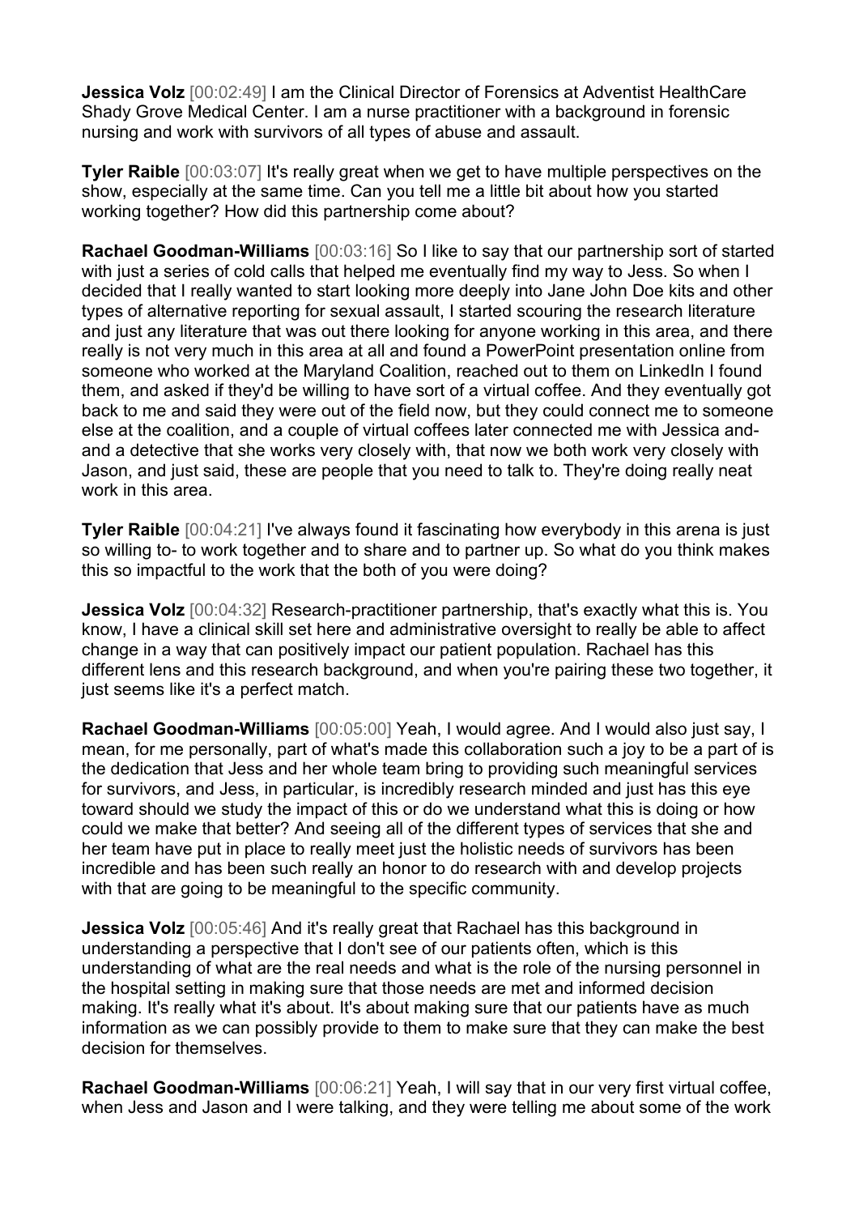**Jessica Volz** [00:02:49] I am the Clinical Director of Forensics at Adventist HealthCare Shady Grove Medical Center. I am a nurse practitioner with a background in forensic nursing and work with survivors of all types of abuse and assault.

**Tyler Raible** [00:03:07] It's really great when we get to have multiple perspectives on the show, especially at the same time. Can you tell me a little bit about how you started working together? How did this partnership come about?

**Rachael Goodman-Williams** [00:03:16] So I like to say that our partnership sort of started with just a series of cold calls that helped me eventually find my way to Jess. So when I decided that I really wanted to start looking more deeply into Jane John Doe kits and other types of alternative reporting for sexual assault, I started scouring the research literature and just any literature that was out there looking for anyone working in this area, and there really is not very much in this area at all and found a PowerPoint presentation online from someone who worked at the Maryland Coalition, reached out to them on LinkedIn I found them, and asked if they'd be willing to have sort of a virtual coffee. And they eventually got back to me and said they were out of the field now, but they could connect me to someone else at the coalition, and a couple of virtual coffees later connected me with Jessica and- and a detective that she works very closely with, that now we both work very closely with Jason, and just said, these are people that you need to talk to. They're doing really neat work in this area.

**Tyler Raible** [00:04:21] I've always found it fascinating how everybody in this arena is just so willing to- to work together and to share and to partner up. So what do you think makes this so impactful to the work that the both of you were doing?

**Jessica Volz** [00:04:32] Research-practitioner partnership, that's exactly what this is. You know, I have a clinical skill set here and administrative oversight to really be able to affect change in a way that can positively impact our patient population. Rachael has this different lens and this research background, and when you're pairing these two together, it just seems like it's a perfect match.

**Rachael Goodman-Williams** [00:05:00] Yeah, I would agree. And I would also just say, I mean, for me personally, part of what's made this collaboration such a joy to be a part of is the dedication that Jess and her whole team bring to providing such meaningful services for survivors, and Jess, in particular, is incredibly research minded and just has this eye toward should we study the impact of this or do we understand what this is doing or how could we make that better? And seeing all of the different types of services that she and her team have put in place to really meet just the holistic needs of survivors has been incredible and has been such really an honor to do research with and develop projects with that are going to be meaningful to the specific community.

**Jessica Volz** [00:05:46] And it's really great that Rachael has this background in understanding a perspective that I don't see of our patients often, which is this understanding of what are the real needs and what is the role of the nursing personnel in the hospital setting in making sure that those needs are met and informed decision making. It's really what it's about. It's about making sure that our patients have as much information as we can possibly provide to them to make sure that they can make the best decision for themselves.

**Rachael Goodman-Williams** [00:06:21] Yeah, I will say that in our very first virtual coffee, when Jess and Jason and I were talking, and they were telling me about some of the work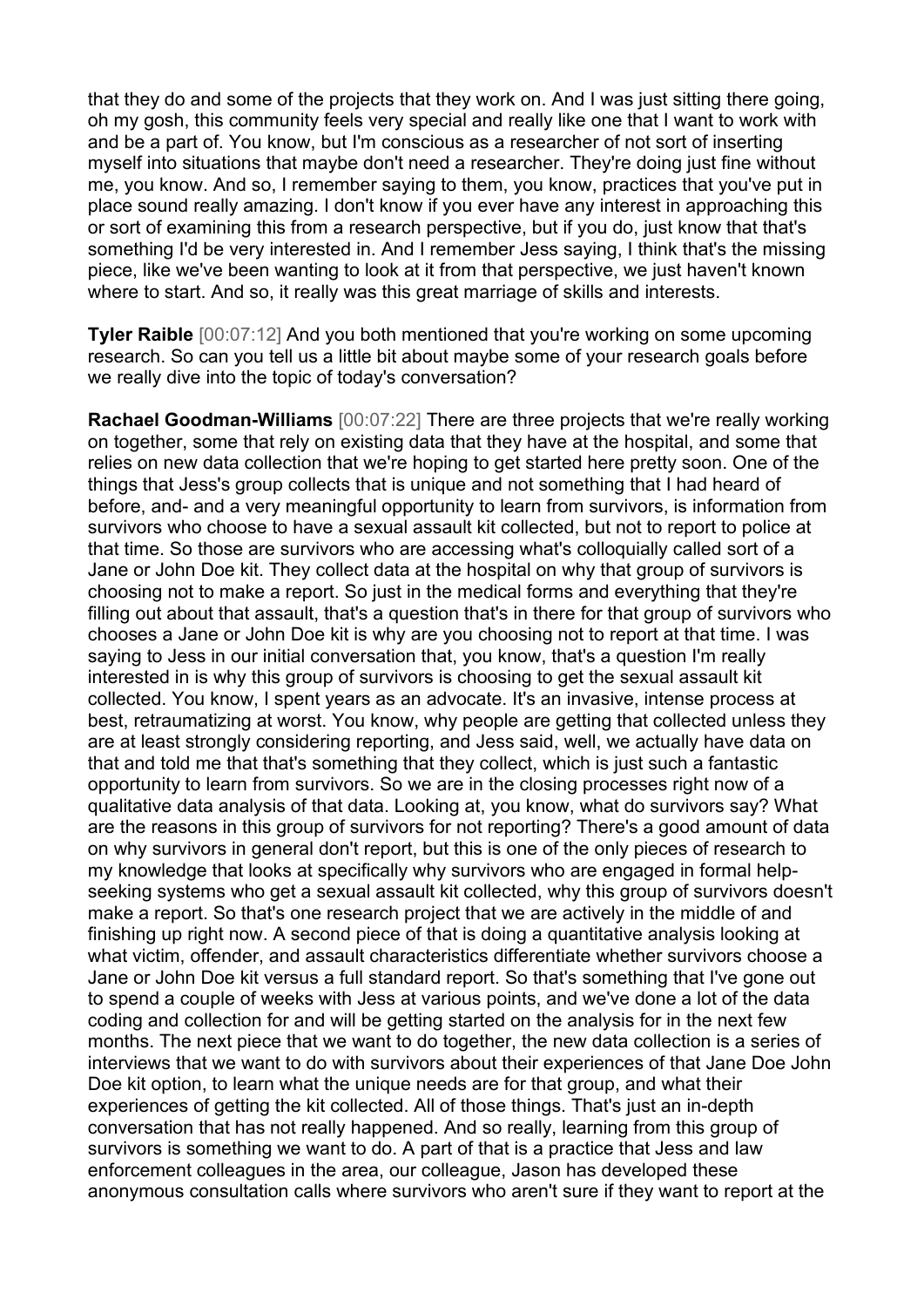that they do and some of the projects that they work on. And I was just sitting there going, oh my gosh, this community feels very special and really like one that I want to work with and be a part of. You know, but I'm conscious as a researcher of not sort of inserting myself into situations that maybe don't need a researcher. They're doing just fine without me, you know. And so, I remember saying to them, you know, practices that you've put in place sound really amazing. I don't know if you ever have any interest in approaching this or sort of examining this from a research perspective, but if you do, just know that that's something I'd be very interested in. And I remember Jess saying, I think that's the missing piece, like we've been wanting to look at it from that perspective, we just haven't known where to start. And so, it really was this great marriage of skills and interests.

**Tyler Raible** [00:07:12] And you both mentioned that you're working on some upcoming research. So can you tell us a little bit about maybe some of your research goals before we really dive into the topic of today's conversation?

**Rachael Goodman-Williams** [00:07:22] There are three projects that we're really working on together, some that rely on existing data that they have at the hospital, and some that relies on new data collection that we're hoping to get started here pretty soon. One of the things that Jess's group collects that is unique and not something that I had heard of before, and- and a very meaningful opportunity to learn from survivors, is information from survivors who choose to have a sexual assault kit collected, but not to report to police at that time. So those are survivors who are accessing what's colloquially called sort of a Jane or John Doe kit. They collect data at the hospital on why that group of survivors is choosing not to make a report. So just in the medical forms and everything that they're filling out about that assault, that's a question that's in there for that group of survivors who chooses a Jane or John Doe kit is why are you choosing not to report at that time. I was saying to Jess in our initial conversation that, you know, that's a question I'm really interested in is why this group of survivors is choosing to get the sexual assault kit collected. You know, I spent years as an advocate. It's an invasive, intense process at best, retraumatizing at worst. You know, why people are getting that collected unless they are at least strongly considering reporting, and Jess said, well, we actually have data on that and told me that that's something that they collect, which is just such a fantastic opportunity to learn from survivors. So we are in the closing processes right now of a qualitative data analysis of that data. Looking at, you know, what do survivors say? What are the reasons in this group of survivors for not reporting? There's a good amount of data on why survivors in general don't report, but this is one of the only pieces of research to my knowledge that looks at specifically why survivors who are engaged in formal help-seeking systems who get a sexual assault kit collected, why this group of survivors doesn't make a report. So that's one research project that we are actively in the middle of and finishing up right now. A second piece of that is doing a quantitative analysis looking at what victim, offender, and assault characteristics differentiate whether survivors choose a Jane or John Doe kit versus a full standard report. So that's something that I've gone out to spend a couple of weeks with Jess at various points, and we've done a lot of the data coding and collection for and will be getting started on the analysis for in the next few months. The next piece that we want to do together, the new data collection is a series of interviews that we want to do with survivors about their experiences of that Jane Doe John Doe kit option, to learn what the unique needs are for that group, and what their experiences of getting the kit collected. All of those things. That's just an in-depth conversation that has not really happened. And so really, learning from this group of survivors is something we want to do. A part of that is a practice that Jess and law enforcement colleagues in the area, our colleague, Jason has developed these anonymous consultation calls where survivors who aren't sure if they want to report at the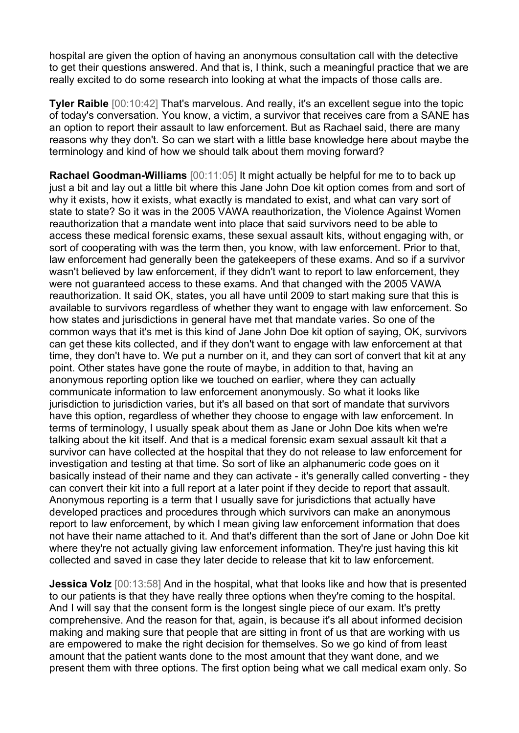hospital are given the option of having an anonymous consultation call with the detective to get their questions answered. And that is, I think, such a meaningful practice that we are really excited to do some research into looking at what the impacts of those calls are.

**Tyler Raible** [00:10:42] That's marvelous. And really, it's an excellent segue into the topic of today's conversation. You know, a victim, a survivor that receives care from a SANE has an option to report their assault to law enforcement. But as Rachael said, there are many reasons why they don't. So can we start with a little base knowledge here about maybe the terminology and kind of how we should talk about them moving forward?

**Rachael Goodman-Williams** [00:11:05] It might actually be helpful for me to to back up just a bit and lay out a little bit where this Jane John Doe kit option comes from and sort of why it exists, how it exists, what exactly is mandated to exist, and what can vary sort of state to state? So it was in the 2005 VAWA reauthorization, the Violence Against Women reauthorization that a mandate went into place that said survivors need to be able to access these medical forensic exams, these sexual assault kits, without engaging with, or sort of cooperating with was the term then, you know, with law enforcement. Prior to that, law enforcement had generally been the gatekeepers of these exams. And so if a survivor wasn't believed by law enforcement, if they didn't want to report to law enforcement, they were not guaranteed access to these exams. And that changed with the 2005 VAWA reauthorization. It said OK, states, you all have until 2009 to start making sure that this is available to survivors regardless of whether they want to engage with law enforcement. So how states and jurisdictions in general have met that mandate varies. So one of the common ways that it's met is this kind of Jane John Doe kit option of saying, OK, survivors can get these kits collected, and if they don't want to engage with law enforcement at that time, they don't have to. We put a number on it, and they can sort of convert that kit at any point. Other states have gone the route of maybe, in addition to that, having an anonymous reporting option like we touched on earlier, where they can actually communicate information to law enforcement anonymously. So what it looks like jurisdiction to jurisdiction varies, but it's all based on that sort of mandate that survivors have this option, regardless of whether they choose to engage with law enforcement. In terms of terminology, I usually speak about them as Jane or John Doe kits when we're talking about the kit itself. And that is a medical forensic exam sexual assault kit that a survivor can have collected at the hospital that they do not release to law enforcement for investigation and testing at that time. So sort of like an alphanumeric code goes on it basically instead of their name and they can activate - it's generally called converting - they can convert their kit into a full report at a later point if they decide to report that assault. Anonymous reporting is a term that I usually save for jurisdictions that actually have developed practices and procedures through which survivors can make an anonymous report to law enforcement, by which I mean giving law enforcement information that does not have their name attached to it. And that's different than the sort of Jane or John Doe kit where they're not actually giving law enforcement information. They're just having this kit collected and saved in case they later decide to release that kit to law enforcement.

**Jessica Volz** [00:13:58] And in the hospital, what that looks like and how that is presented to our patients is that they have really three options when they're coming to the hospital. And I will say that the consent form is the longest single piece of our exam. It's pretty comprehensive. And the reason for that, again, is because it's all about informed decision making and making sure that people that are sitting in front of us that are working with us are empowered to make the right decision for themselves. So we go kind of from least amount that the patient wants done to the most amount that they want done, and we present them with three options. The first option being what we call medical exam only. So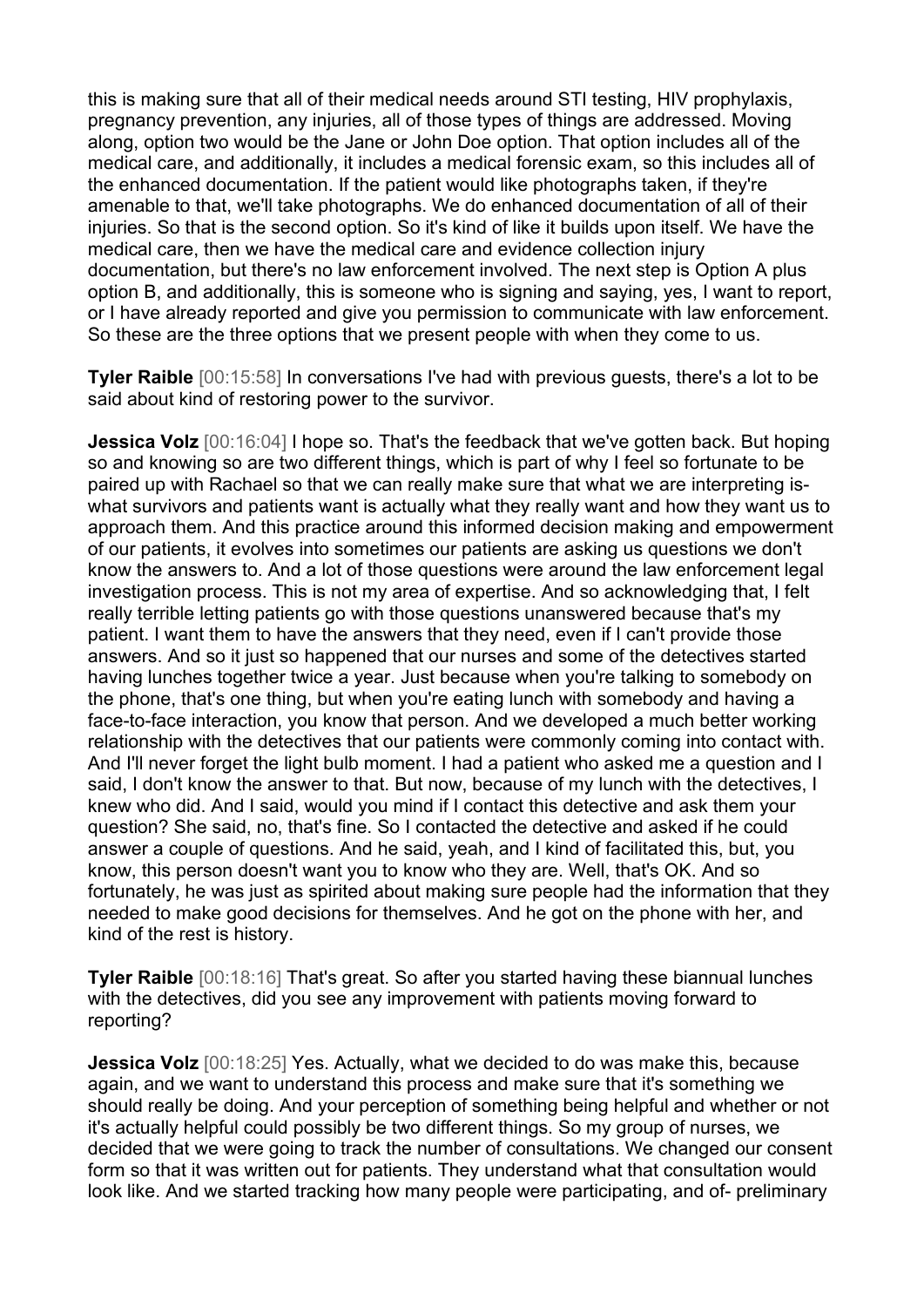this is making sure that all of their medical needs around STI testing, HIV prophylaxis, pregnancy prevention, any injuries, all of those types of things are addressed. Moving along, option two would be the Jane or John Doe option. That option includes all of the medical care, and additionally, it includes a medical forensic exam, so this includes all of the enhanced documentation. If the patient would like photographs taken, if they're amenable to that, we'll take photographs. We do enhanced documentation of all of their injuries. So that is the second option. So it's kind of like it builds upon itself. We have the medical care, then we have the medical care and evidence collection injury documentation, but there's no law enforcement involved. The next step is Option A plus option B, and additionally, this is someone who is signing and saying, yes, I want to report, or I have already reported and give you permission to communicate with law enforcement. So these are the three options that we present people with when they come to us.

**Tyler Raible** [00:15:58] In conversations I've had with previous guests, there's a lot to be said about kind of restoring power to the survivor.

**Jessica Volz** [00:16:04] I hope so. That's the feedback that we've gotten back. But hoping so and knowing so are two different things, which is part of why I feel so fortunate to be paired up with Rachael so that we can really make sure that what we are interpreting is- what survivors and patients want is actually what they really want and how they want us to approach them. And this practice around this informed decision making and empowerment of our patients, it evolves into sometimes our patients are asking us questions we don't know the answers to. And a lot of those questions were around the law enforcement legal investigation process. This is not my area of expertise. And so acknowledging that, I felt really terrible letting patients go with those questions unanswered because that's my patient. I want them to have the answers that they need, even if I can't provide those answers. And so it just so happened that our nurses and some of the detectives started having lunches together twice a year. Just because when you're talking to somebody on the phone, that's one thing, but when you're eating lunch with somebody and having a face-to-face interaction, you know that person. And we developed a much better working relationship with the detectives that our patients were commonly coming into contact with. And I'll never forget the light bulb moment. I had a patient who asked me a question and I said, I don't know the answer to that. But now, because of my lunch with the detectives, I knew who did. And I said, would you mind if I contact this detective and ask them your question? She said, no, that's fine. So I contacted the detective and asked if he could answer a couple of questions. And he said, yeah, and I kind of facilitated this, but, you know, this person doesn't want you to know who they are. Well, that's OK. And so fortunately, he was just as spirited about making sure people had the information that they needed to make good decisions for themselves. And he got on the phone with her, and kind of the rest is history.

**Tyler Raible** [00:18:16] That's great. So after you started having these biannual lunches with the detectives, did you see any improvement with patients moving forward to reporting?

**Jessica Volz** [00:18:25] Yes. Actually, what we decided to do was make this, because again, and we want to understand this process and make sure that it's something we should really be doing. And your perception of something being helpful and whether or not it's actually helpful could possibly be two different things. So my group of nurses, we decided that we were going to track the number of consultations. We changed our consent form so that it was written out for patients. They understand what that consultation would look like. And we started tracking how many people were participating, and of- preliminary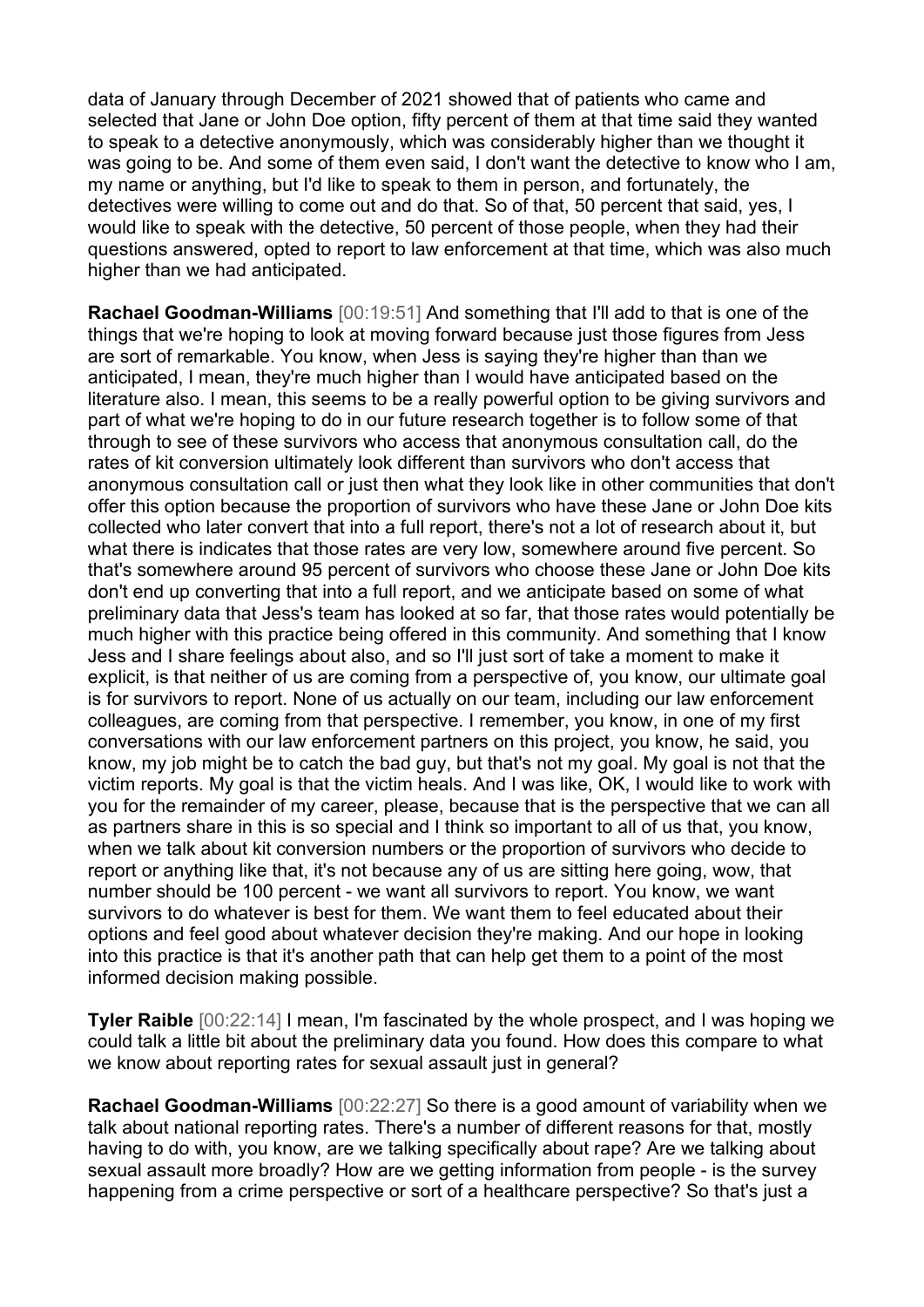data of January through December of 2021 showed that of patients who came and selected that Jane or John Doe option, fifty percent of them at that time said they wanted to speak to a detective anonymously, which was considerably higher than we thought it was going to be. And some of them even said, I don't want the detective to know who I am, my name or anything, but I'd like to speak to them in person, and fortunately, the detectives were willing to come out and do that. So of that, 50 percent that said, yes, I would like to speak with the detective, 50 percent of those people, when they had their questions answered, opted to report to law enforcement at that time, which was also much higher than we had anticipated.

**Rachael Goodman-Williams** [00:19:51] And something that I'll add to that is one of the things that we're hoping to look at moving forward because just those figures from Jess are sort of remarkable. You know, when Jess is saying they're higher than than we anticipated, I mean, they're much higher than I would have anticipated based on the literature also. I mean, this seems to be a really powerful option to be giving survivors and part of what we're hoping to do in our future research together is to follow some of that through to see of these survivors who access that anonymous consultation call, do the rates of kit conversion ultimately look different than survivors who don't access that anonymous consultation call or just then what they look like in other communities that don't offer this option because the proportion of survivors who have these Jane or John Doe kits collected who later convert that into a full report, there's not a lot of research about it, but what there is indicates that those rates are very low, somewhere around five percent. So that's somewhere around 95 percent of survivors who choose these Jane or John Doe kits don't end up converting that into a full report, and we anticipate based on some of what preliminary data that Jess's team has looked at so far, that those rates would potentially be much higher with this practice being offered in this community. And something that I know Jess and I share feelings about also, and so I'll just sort of take a moment to make it explicit, is that neither of us are coming from a perspective of, you know, our ultimate goal is for survivors to report. None of us actually on our team, including our law enforcement colleagues, are coming from that perspective. I remember, you know, in one of my first conversations with our law enforcement partners on this project, you know, he said, you know, my job might be to catch the bad guy, but that's not my goal. My goal is not that the victim reports. My goal is that the victim heals. And I was like, OK, I would like to work with you for the remainder of my career, please, because that is the perspective that we can all as partners share in this is so special and I think so important to all of us that, you know, when we talk about kit conversion numbers or the proportion of survivors who decide to report or anything like that, it's not because any of us are sitting here going, wow, that number should be 100 percent - we want all survivors to report. You know, we want survivors to do whatever is best for them. We want them to feel educated about their options and feel good about whatever decision they're making. And our hope in looking into this practice is that it's another path that can help get them to a point of the most informed decision making possible.

**Tyler Raible** [00:22:14] I mean, I'm fascinated by the whole prospect, and I was hoping we could talk a little bit about the preliminary data you found. How does this compare to what we know about reporting rates for sexual assault just in general?

**Rachael Goodman-Williams** [00:22:27] So there is a good amount of variability when we talk about national reporting rates. There's a number of different reasons for that, mostly having to do with, you know, are we talking specifically about rape? Are we talking about sexual assault more broadly? How are we getting information from people - is the survey happening from a crime perspective or sort of a healthcare perspective? So that's just a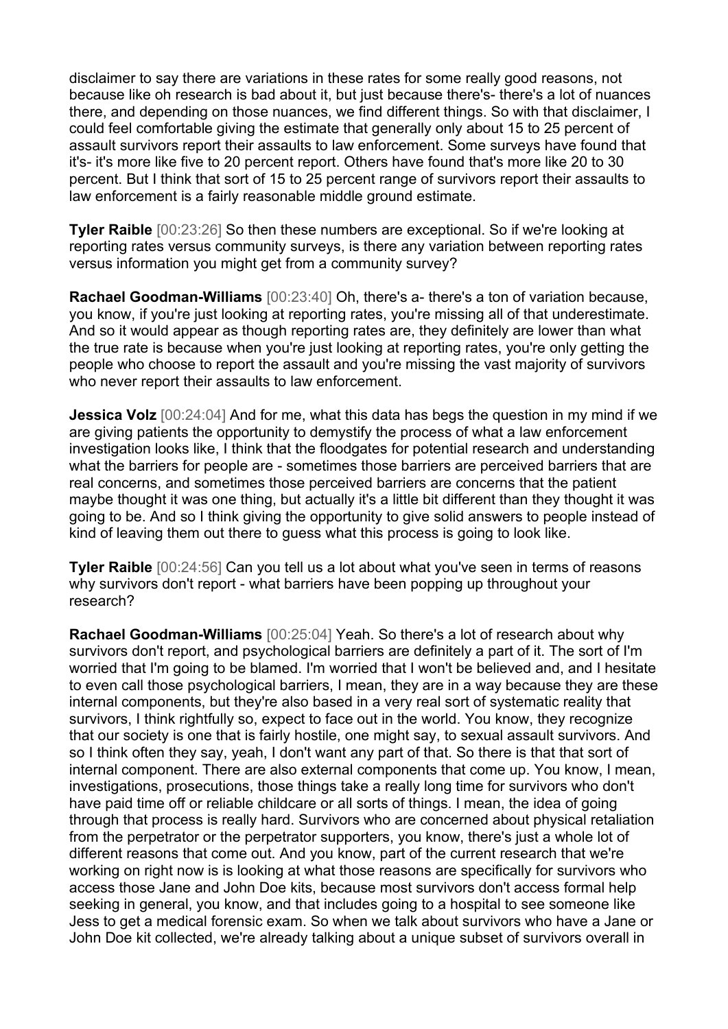disclaimer to say there are variations in these rates for some really good reasons, not because like oh research is bad about it, but just because there's- there's a lot of nuances there, and depending on those nuances, we find different things. So with that disclaimer, I could feel comfortable giving the estimate that generally only about 15 to 25 percent of assault survivors report their assaults to law enforcement. Some surveys have found that it's- it's more like five to 20 percent report. Others have found that's more like 20 to 30 percent. But I think that sort of 15 to 25 percent range of survivors report their assaults to law enforcement is a fairly reasonable middle ground estimate.

**Tyler Raible** [00:23:26] So then these numbers are exceptional. So if we're looking at reporting rates versus community surveys, is there any variation between reporting rates versus information you might get from a community survey?

**Rachael Goodman-Williams** [00:23:40] Oh, there's a- there's a ton of variation because, you know, if you're just looking at reporting rates, you're missing all of that underestimate. And so it would appear as though reporting rates are, they definitely are lower than what the true rate is because when you're just looking at reporting rates, you're only getting the people who choose to report the assault and you're missing the vast majority of survivors who never report their assaults to law enforcement.

**Jessica Volz** [00:24:04] And for me, what this data has begs the question in my mind if we are giving patients the opportunity to demystify the process of what a law enforcement investigation looks like, I think that the floodgates for potential research and understanding what the barriers for people are - sometimes those barriers are perceived barriers that are real concerns, and sometimes those perceived barriers are concerns that the patient maybe thought it was one thing, but actually it's a little bit different than they thought it was going to be. And so I think giving the opportunity to give solid answers to people instead of kind of leaving them out there to guess what this process is going to look like.

**Tyler Raible** [00:24:56] Can you tell us a lot about what you've seen in terms of reasons why survivors don't report - what barriers have been popping up throughout your research?

**Rachael Goodman-Williams** [00:25:04] Yeah. So there's a lot of research about why survivors don't report, and psychological barriers are definitely a part of it. The sort of I'm worried that I'm going to be blamed. I'm worried that I won't be believed and, and I hesitate to even call those psychological barriers, I mean, they are in a way because they are these internal components, but they're also based in a very real sort of systematic reality that survivors, I think rightfully so, expect to face out in the world. You know, they recognize that our society is one that is fairly hostile, one might say, to sexual assault survivors. And so I think often they say, yeah, I don't want any part of that. So there is that that sort of internal component. There are also external components that come up. You know, I mean, investigations, prosecutions, those things take a really long time for survivors who don't have paid time off or reliable childcare or all sorts of things. I mean, the idea of going through that process is really hard. Survivors who are concerned about physical retaliation from the perpetrator or the perpetrator supporters, you know, there's just a whole lot of different reasons that come out. And you know, part of the current research that we're working on right now is is looking at what those reasons are specifically for survivors who access those Jane and John Doe kits, because most survivors don't access formal help seeking in general, you know, and that includes going to a hospital to see someone like Jess to get a medical forensic exam. So when we talk about survivors who have a Jane or John Doe kit collected, we're already talking about a unique subset of survivors overall in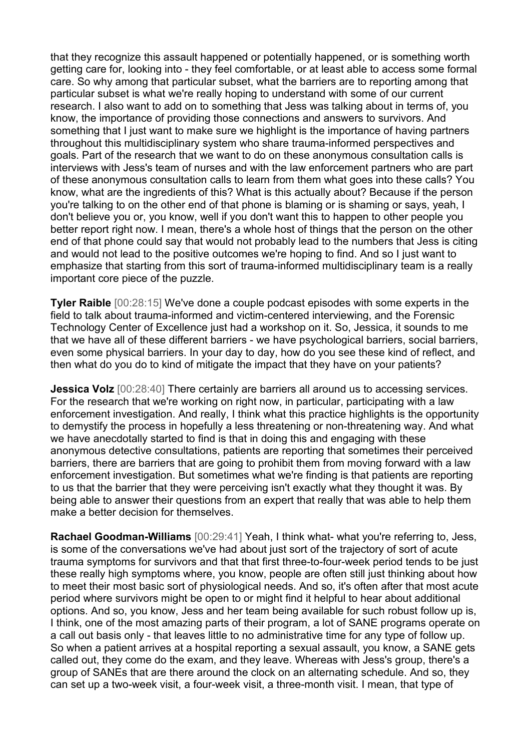that they recognize this assault happened or potentially happened, or is something worth getting care for, looking into - they feel comfortable, or at least able to access some formal care. So why among that particular subset, what the barriers are to reporting among that particular subset is what we're really hoping to understand with some of our current research. I also want to add on to something that Jess was talking about in terms of, you know, the importance of providing those connections and answers to survivors. And something that I just want to make sure we highlight is the importance of having partners throughout this multidisciplinary system who share trauma-informed perspectives and goals. Part of the research that we want to do on these anonymous consultation calls is interviews with Jess's team of nurses and with the law enforcement partners who are part of these anonymous consultation calls to learn from them what goes into these calls? You know, what are the ingredients of this? What is this actually about? Because if the person you're talking to on the other end of that phone is blaming or is shaming or says, yeah, I don't believe you or, you know, well if you don't want this to happen to other people you better report right now. I mean, there's a whole host of things that the person on the other end of that phone could say that would not probably lead to the numbers that Jess is citing and would not lead to the positive outcomes we're hoping to find. And so I just want to emphasize that starting from this sort of trauma-informed multidisciplinary team is a really important core piece of the puzzle.

**Tyler Raible** [00:28:15] We've done a couple podcast episodes with some experts in the field to talk about trauma-informed and victim-centered interviewing, and the Forensic Technology Center of Excellence just had a workshop on it. So, Jessica, it sounds to me that we have all of these different barriers - we have psychological barriers, social barriers, even some physical barriers. In your day to day, how do you see these kind of reflect, and then what do you do to kind of mitigate the impact that they have on your patients?

**Jessica Volz** [00:28:40] There certainly are barriers all around us to accessing services. For the research that we're working on right now, in particular, participating with a law enforcement investigation. And really, I think what this practice highlights is the opportunity to demystify the process in hopefully a less threatening or non-threatening way. And what we have anecdotally started to find is that in doing this and engaging with these anonymous detective consultations, patients are reporting that sometimes their perceived barriers, there are barriers that are going to prohibit them from moving forward with a law enforcement investigation. But sometimes what we're finding is that patients are reporting to us that the barrier that they were perceiving isn't exactly what they thought it was. By being able to answer their questions from an expert that really that was able to help them make a better decision for themselves.

**Rachael Goodman-Williams** [00:29:41] Yeah, I think what- what you're referring to, Jess, is some of the conversations we've had about just sort of the trajectory of sort of acute trauma symptoms for survivors and that that first three-to-four-week period tends to be just these really high symptoms where, you know, people are often still just thinking about how to meet their most basic sort of physiological needs. And so, it's often after that most acute period where survivors might be open to or might find it helpful to hear about additional options. And so, you know, Jess and her team being available for such robust follow up is, I think, one of the most amazing parts of their program, a lot of SANE programs operate on a call out basis only - that leaves little to no administrative time for any type of follow up. So when a patient arrives at a hospital reporting a sexual assault, you know, a SANE gets called out, they come do the exam, and they leave. Whereas with Jess's group, there's a group of SANEs that are there around the clock on an alternating schedule. And so, they can set up a two-week visit, a four-week visit, a three-month visit. I mean, that type of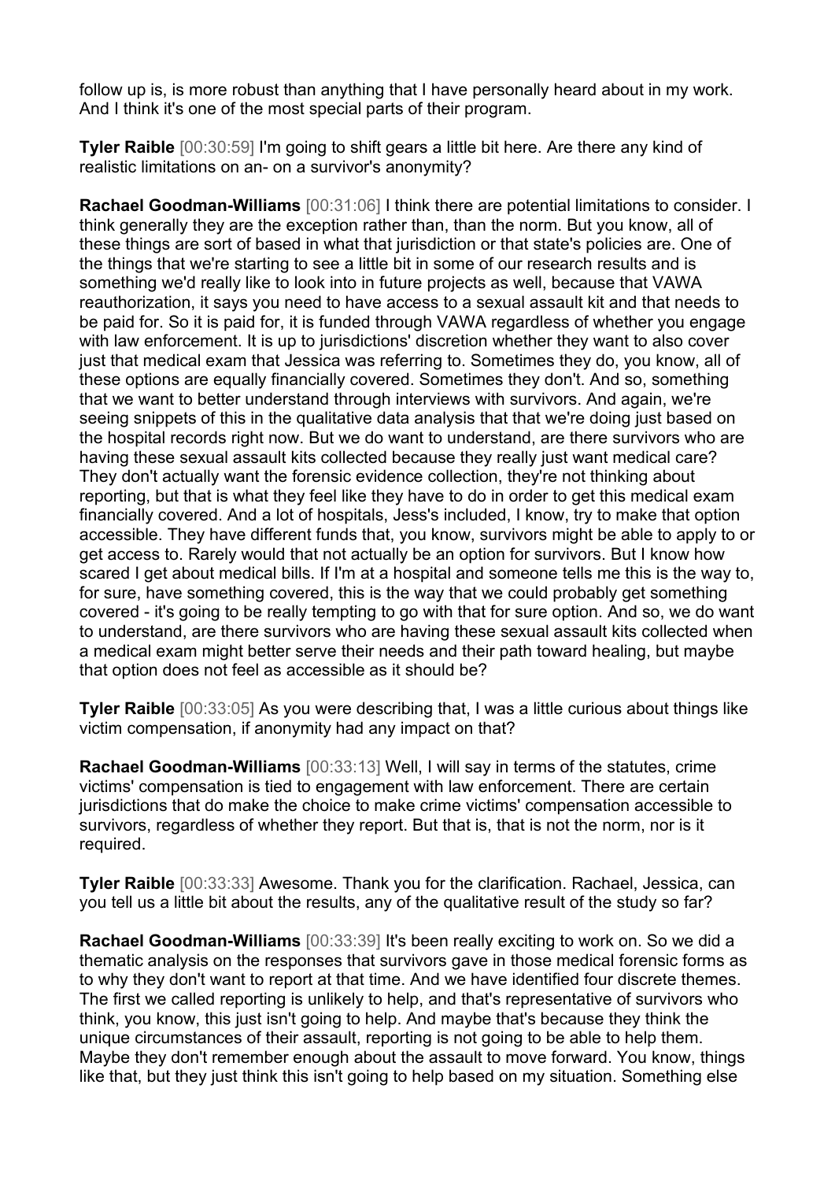follow up is, is more robust than anything that I have personally heard about in my work. And I think it's one of the most special parts of their program.

**Tyler Raible** [00:30:59] I'm going to shift gears a little bit here. Are there any kind of realistic limitations on an- on a survivor's anonymity?

**Rachael Goodman-Williams** [00:31:06] I think there are potential limitations to consider. I think generally they are the exception rather than, than the norm. But you know, all of these things are sort of based in what that jurisdiction or that state's policies are. One of the things that we're starting to see a little bit in some of our research results and is something we'd really like to look into in future projects as well, because that VAWA reauthorization, it says you need to have access to a sexual assault kit and that needs to be paid for. So it is paid for, it is funded through VAWA regardless of whether you engage with law enforcement. It is up to jurisdictions' discretion whether they want to also cover just that medical exam that Jessica was referring to. Sometimes they do, you know, all of these options are equally financially covered. Sometimes they don't. And so, something that we want to better understand through interviews with survivors. And again, we're seeing snippets of this in the qualitative data analysis that that we're doing just based on the hospital records right now. But we do want to understand, are there survivors who are having these sexual assault kits collected because they really just want medical care? They don't actually want the forensic evidence collection, they're not thinking about reporting, but that is what they feel like they have to do in order to get this medical exam financially covered. And a lot of hospitals, Jess's included, I know, try to make that option accessible. They have different funds that, you know, survivors might be able to apply to or get access to. Rarely would that not actually be an option for survivors. But I know how scared I get about medical bills. If I'm at a hospital and someone tells me this is the way to, for sure, have something covered, this is the way that we could probably get something covered - it's going to be really tempting to go with that for sure option. And so, we do want to understand, are there survivors who are having these sexual assault kits collected when a medical exam might better serve their needs and their path toward healing, but maybe that option does not feel as accessible as it should be?

**Tyler Raible** [00:33:05] As you were describing that, I was a little curious about things like victim compensation, if anonymity had any impact on that?

**Rachael Goodman-Williams** [00:33:13] Well, I will say in terms of the statutes, crime victims' compensation is tied to engagement with law enforcement. There are certain jurisdictions that do make the choice to make crime victims' compensation accessible to survivors, regardless of whether they report. But that is, that is not the norm, nor is it required.

**Tyler Raible** [00:33:33] Awesome. Thank you for the clarification. Rachael, Jessica, can you tell us a little bit about the results, any of the qualitative result of the study so far?

**Rachael Goodman-Williams** [00:33:39] It's been really exciting to work on. So we did a thematic analysis on the responses that survivors gave in those medical forensic forms as to why they don't want to report at that time. And we have identified four discrete themes. The first we called reporting is unlikely to help, and that's representative of survivors who think, you know, this just isn't going to help. And maybe that's because they think the unique circumstances of their assault, reporting is not going to be able to help them. Maybe they don't remember enough about the assault to move forward. You know, things like that, but they just think this isn't going to help based on my situation. Something else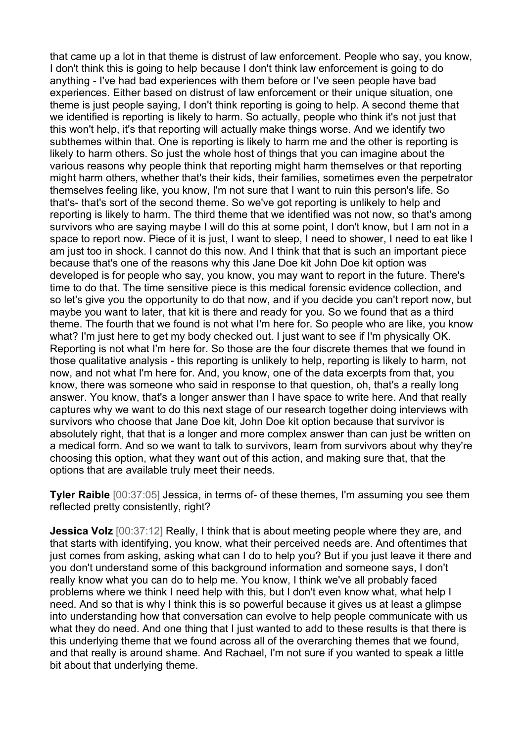that came up a lot in that theme is distrust of law enforcement. People who say, you know, I don't think this is going to help because I don't think law enforcement is going to do anything - I've had bad experiences with them before or I've seen people have bad experiences. Either based on distrust of law enforcement or their unique situation, one theme is just people saying, I don't think reporting is going to help. A second theme that we identified is reporting is likely to harm. So actually, people who think it's not just that this won't help, it's that reporting will actually make things worse. And we identify two subthemes within that. One is reporting is likely to harm me and the other is reporting is likely to harm others. So just the whole host of things that you can imagine about the various reasons why people think that reporting might harm themselves or that reporting might harm others, whether that's their kids, their families, sometimes even the perpetrator themselves feeling like, you know, I'm not sure that I want to ruin this person's life. So that's- that's sort of the second theme. So we've got reporting is unlikely to help and reporting is likely to harm. The third theme that we identified was not now, so that's among survivors who are saying maybe I will do this at some point, I don't know, but I am not in a space to report now. Piece of it is just, I want to sleep, I need to shower, I need to eat like I am just too in shock. I cannot do this now. And I think that that is such an important piece because that's one of the reasons why this Jane Doe kit John Doe kit option was developed is for people who say, you know, you may want to report in the future. There's time to do that. The time sensitive piece is this medical forensic evidence collection, and so let's give you the opportunity to do that now, and if you decide you can't report now, but maybe you want to later, that kit is there and ready for you. So we found that as a third theme. The fourth that we found is not what I'm here for. So people who are like, you know what? I'm just here to get my body checked out. I just want to see if I'm physically OK. Reporting is not what I'm here for. So those are the four discrete themes that we found in those qualitative analysis - this reporting is unlikely to help, reporting is likely to harm, not now, and not what I'm here for. And, you know, one of the data excerpts from that, you know, there was someone who said in response to that question, oh, that's a really long answer. You know, that's a longer answer than I have space to write here. And that really captures why we want to do this next stage of our research together doing interviews with survivors who choose that Jane Doe kit, John Doe kit option because that survivor is absolutely right, that that is a longer and more complex answer than can just be written on a medical form. And so we want to talk to survivors, learn from survivors about why they're choosing this option, what they want out of this action, and making sure that, that the options that are available truly meet their needs.

**Tyler Raible** [00:37:05] Jessica, in terms of- of these themes, I'm assuming you see them reflected pretty consistently, right?

**Jessica Volz** [00:37:12] Really, I think that is about meeting people where they are, and that starts with identifying, you know, what their perceived needs are. And oftentimes that just comes from asking, asking what can I do to help you? But if you just leave it there and you don't understand some of this background information and someone says, I don't really know what you can do to help me. You know, I think we've all probably faced problems where we think I need help with this, but I don't even know what, what help I need. And so that is why I think this is so powerful because it gives us at least a glimpse into understanding how that conversation can evolve to help people communicate with us what they do need. And one thing that I just wanted to add to these results is that there is this underlying theme that we found across all of the overarching themes that we found, and that really is around shame. And Rachael, I'm not sure if you wanted to speak a little bit about that underlying theme.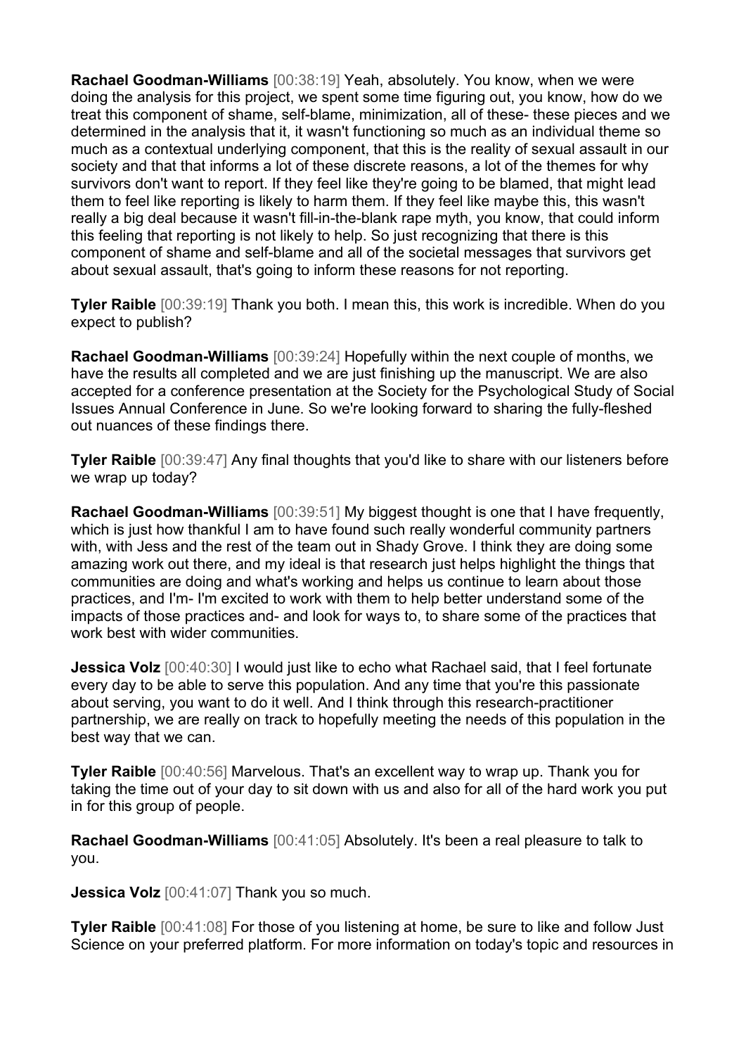**Rachael Goodman-Williams** [00:38:19] Yeah, absolutely. You know, when we were doing the analysis for this project, we spent some time figuring out, you know, how do we treat this component of shame, self-blame, minimization, all of these- these pieces and we determined in the analysis that it, it wasn't functioning so much as an individual theme so much as a contextual underlying component, that this is the reality of sexual assault in our society and that that informs a lot of these discrete reasons, a lot of the themes for why survivors don't want to report. If they feel like they're going to be blamed, that might lead them to feel like reporting is likely to harm them. If they feel like maybe this, this wasn't really a big deal because it wasn't fill-in-the-blank rape myth, you know, that could inform this feeling that reporting is not likely to help. So just recognizing that there is this component of shame and self-blame and all of the societal messages that survivors get about sexual assault, that's going to inform these reasons for not reporting.

**Tyler Raible** [00:39:19] Thank you both. I mean this, this work is incredible. When do you expect to publish?

**Rachael Goodman-Williams** [00:39:24] Hopefully within the next couple of months, we have the results all completed and we are just finishing up the manuscript. We are also accepted for a conference presentation at the Society for the Psychological Study of Social Issues Annual Conference in June. So we're looking forward to sharing the fully-fleshed out nuances of these findings there.

**Tyler Raible** [00:39:47] Any final thoughts that you'd like to share with our listeners before we wrap up today?

**Rachael Goodman-Williams** [00:39:51] My biggest thought is one that I have frequently, which is just how thankful I am to have found such really wonderful community partners with, with Jess and the rest of the team out in Shady Grove. I think they are doing some amazing work out there, and my ideal is that research just helps highlight the things that communities are doing and what's working and helps us continue to learn about those practices, and I'm- I'm excited to work with them to help better understand some of the impacts of those practices and- and look for ways to, to share some of the practices that work best with wider communities.

**Jessica Volz** [00:40:30] I would just like to echo what Rachael said, that I feel fortunate every day to be able to serve this population. And any time that you're this passionate about serving, you want to do it well. And I think through this research-practitioner partnership, we are really on track to hopefully meeting the needs of this population in the best way that we can.

**Tyler Raible** [00:40:56] Marvelous. That's an excellent way to wrap up. Thank you for taking the time out of your day to sit down with us and also for all of the hard work you put in for this group of people.

**Rachael Goodman-Williams** [00:41:05] Absolutely. It's been a real pleasure to talk to you.

**Jessica Volz** [00:41:07] Thank you so much.

**Tyler Raible** [00:41:08] For those of you listening at home, be sure to like and follow Just Science on your preferred platform. For more information on today's topic and resources in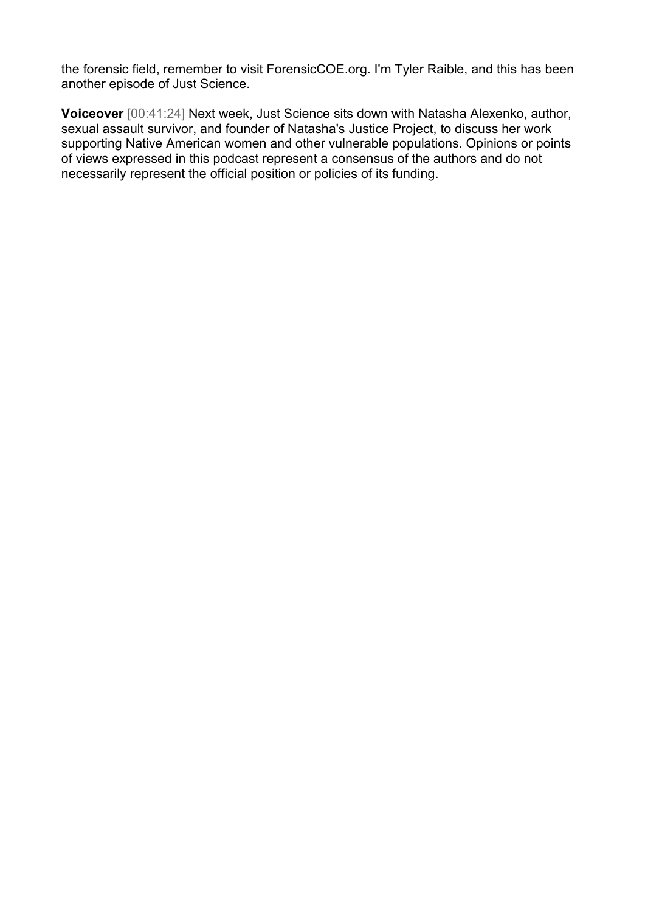the forensic field, remember to visit ForensicCOE.org. I'm Tyler Raible, and this has been another episode of Just Science.

**Voiceover** [00:41:24] Next week, Just Science sits down with Natasha Alexenko, author, sexual assault survivor, and founder of Natasha's Justice Project, to discuss her work supporting Native American women and other vulnerable populations. Opinions or points of views expressed in this podcast represent a consensus of the authors and do not necessarily represent the official position or policies of its funding.